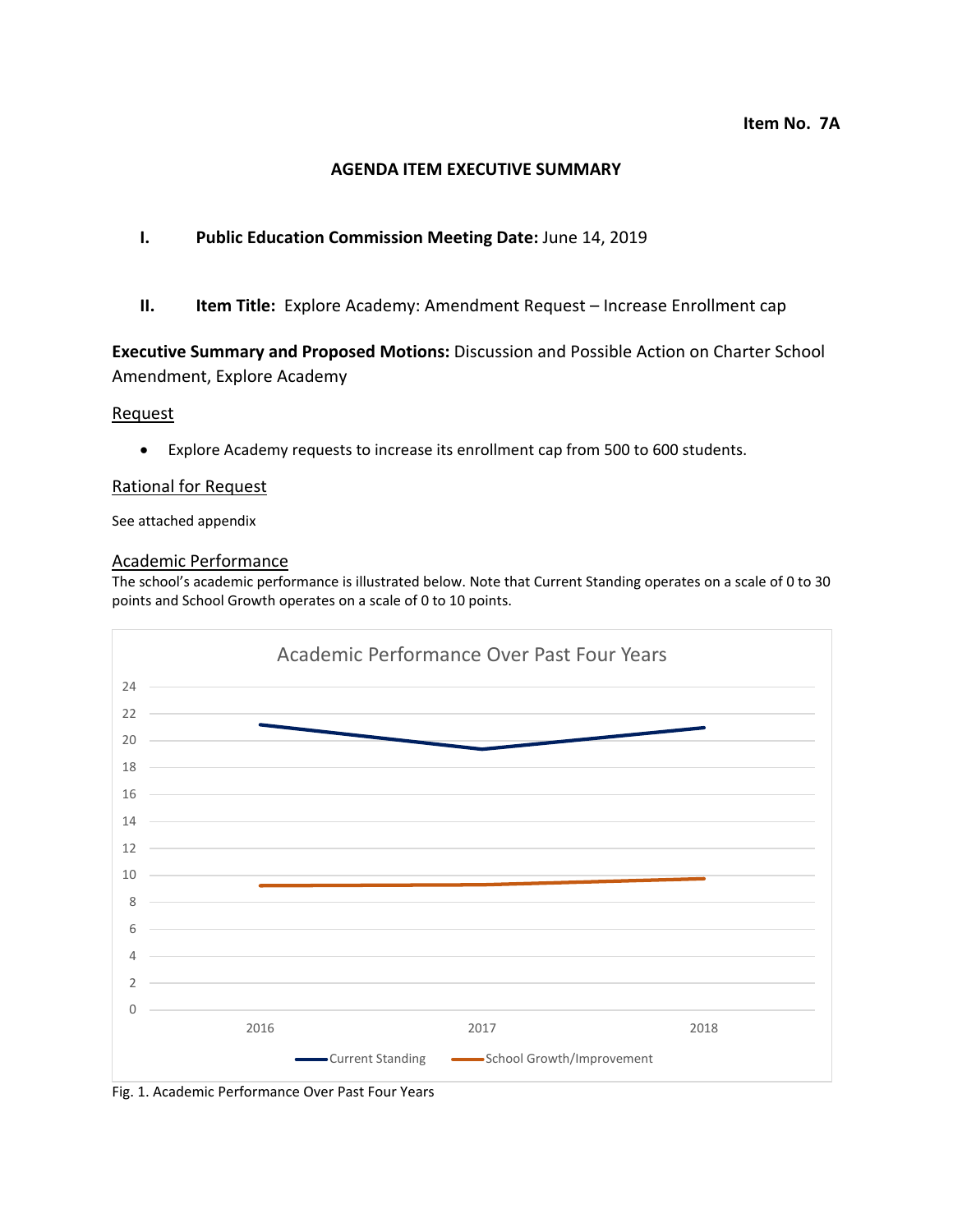Item No. 7A

**AGENDA ITEM EXECUTIVE SUMMARY**

**I. Public Education Commission Meeting Date:** June 14, 2019

**II. Item Title:** Explore Academy: Amendment Request – Increase Enrollment cap

**Executive Summary and Proposed Motions:** Discussion and Possible Action on Charter School Amendment, Explore Academy

## Request

- Explore Academy requests to increase its enrollment cap from 500 to 600 students.

## Rational for Request

See attached appendix

## Academic Performance

The school's academic performance is illustrated below. Note that Current Standing operates on a scale of 0 to 30 points and School Growth operates on a scale of 0 to 10 points.

Fig. 1. Academic Performance Over Past Four Years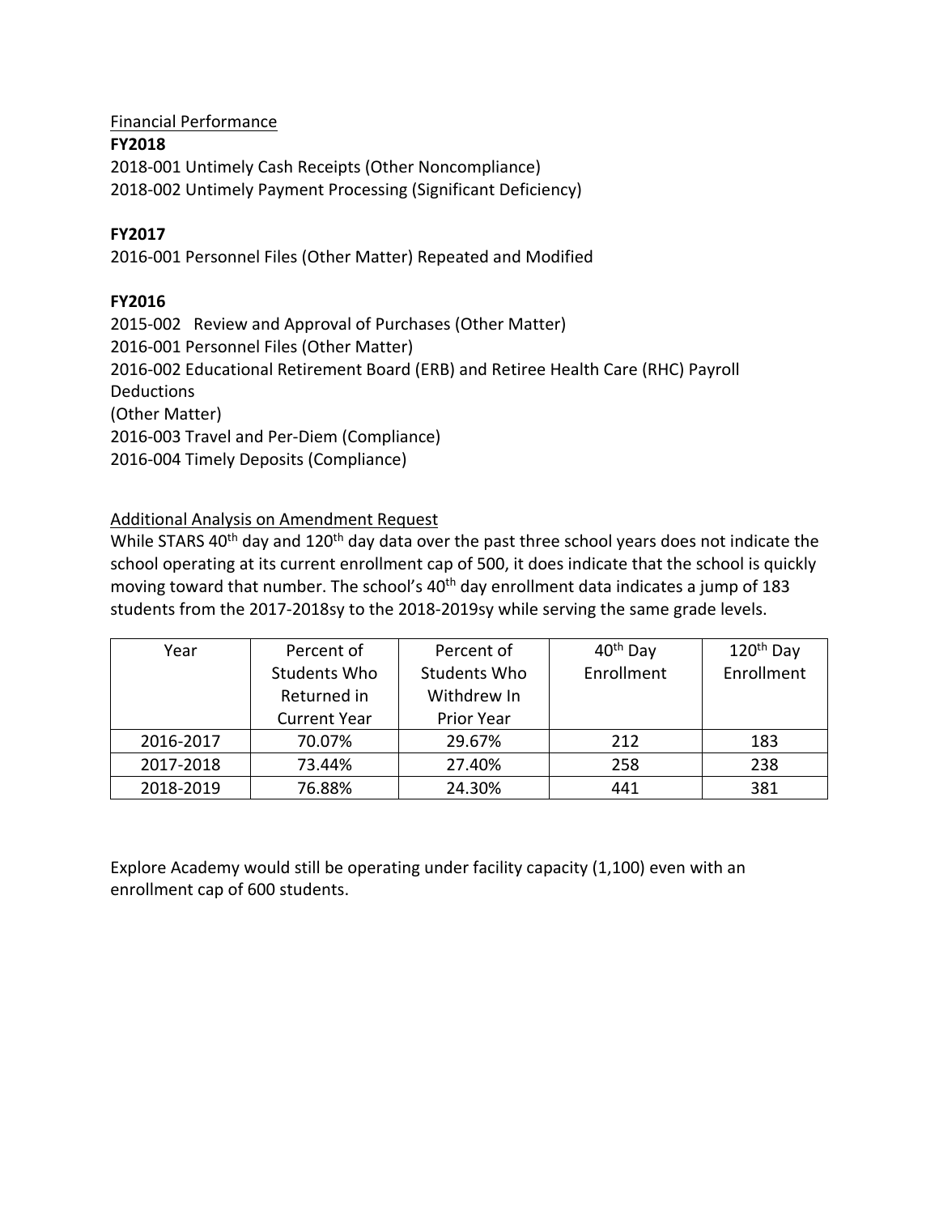Financial Performance

**FY2018**

2018-001 Untimely Cash Receipts (Other Noncompliance)
2018-002 Untimely Payment Processing (Significant Deficiency)

**FY2017**

2016-001 Personnel Files (Other Matter) Repeated and Modified

**FY2016**

2015-002 Review and Approval of Purchases (Other Matter)
2016-001 Personnel Files (Other Matter)
2016-002 Educational Retirement Board (ERB) and Retiree Health Care (RHC) Payroll Deductions
(Other Matter)
2016-003 Travel and Per-Diem (Compliance)
2016-004 Timely Deposits (Compliance)

Additional Analysis on Amendment Request

While STARS 40th day and 120th day data over the past three school years does not indicate the school operating at its current enrollment cap of 500, it does indicate that the school is quickly moving toward that number. The school's 40th day enrollment data indicates a jump of 183 students from the 2017-2018sy to the 2018-2019sy while serving the same grade levels.

| Year | Percent of Students Who Returned in Current Year | Percent of Students Who Withdrew In Prior Year | 40th Day Enrollment | 120th Day Enrollment |
|---|---|---|---|---|
| 2016-2017 | 70.07% | 29.67% | 212 | 183 |
| 2017-2018 | 73.44% | 27.40% | 258 | 238 |
| 2018-2019 | 76.88% | 24.30% | 441 | 381 |

Explore Academy would still be operating under facility capacity (1,100) even with an enrollment cap of 600 students.